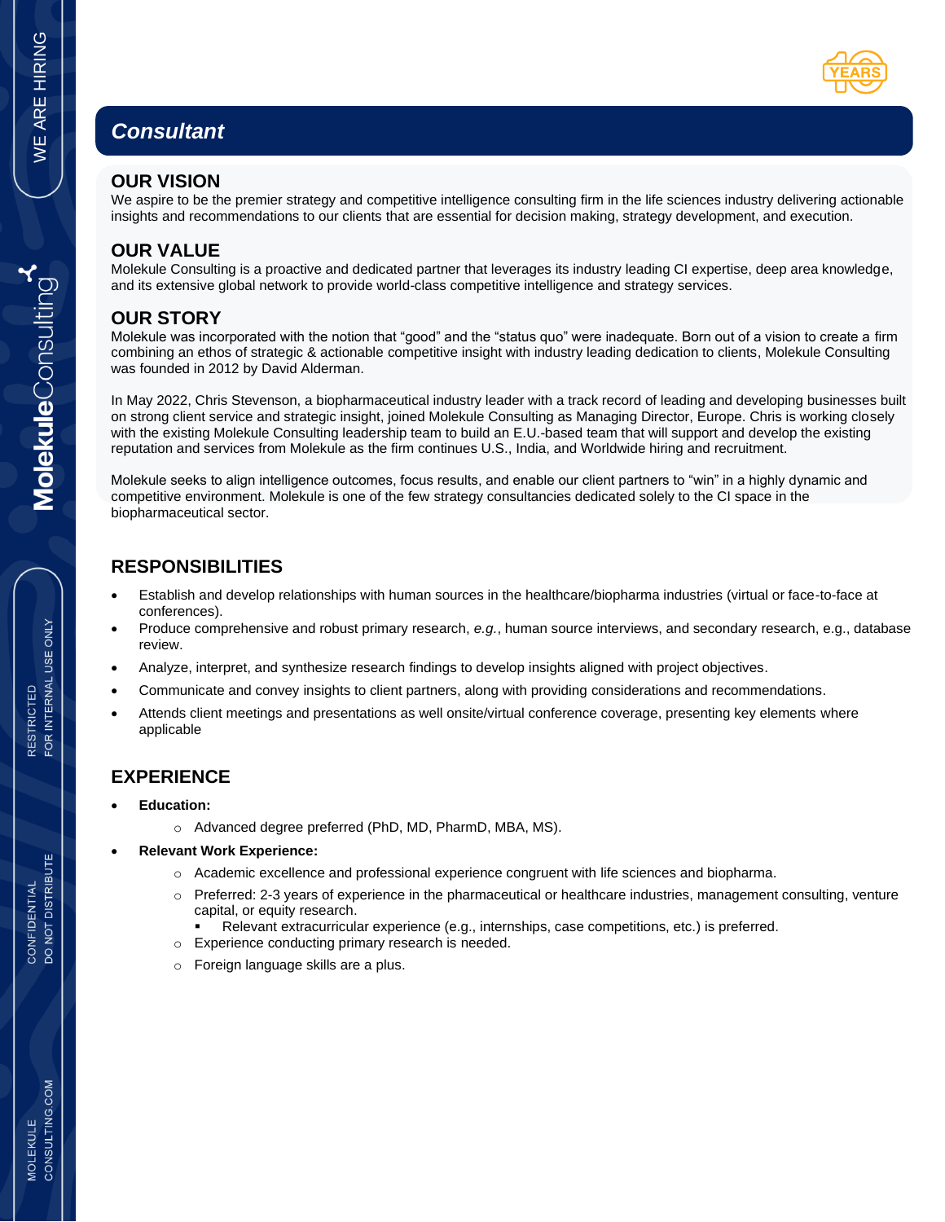# Consultant

## OUR VISION

We aspire to be the premier strategy and competitive intelligence consulting firm in the life sciences industry delivering actionable insights and recommendations to our clients that are essential for decision making, strategy development, and execution.

## OUR VALUE

Molekule Consulting is a proactive and dedicated partner that leverages its industry leading CI expertise, deep area knowledge, and its extensive global network to provide world-class competitive intelligence and strategy services.

## OUR STORY

Molekule was incorporated with the notion that "good" and the "status quo" were inadequate. Born out of a vision to create a firm combining an ethos of strategic & actionable competitive insight with industry leading dedication to clients, Molekule Consulting was founded in 2012 by David Alderman.

In May 2022, Chris Stevenson, a biopharmaceutical industry leader with a track record of leading and developing businesses built on strong client service and strategic insight, joined Molekule Consulting as Managing Director, Europe. Chris is working closely with the existing Molekule Consulting leadership team to build an E.U.-based team that will support and develop the existing reputation and services from Molekule as the firm continues U.S., India, and Worldwide hiring and recruitment.

Molekule seeks to align intelligence outcomes, focus results, and enable our client partners to "win" in a highly dynamic and competitive environment. Molekule is one of the few strategy consultancies dedicated solely to the CI space in the biopharmaceutical sector.

## RESPONSIBILITIES

- Establish and develop relationships with human sources in the healthcare/biopharma industries (virtual or face-to-face at conferences).
- Produce comprehensive and robust primary research, *e.g.*, human source interviews, and secondary research, e.g., database review.
- Analyze, interpret, and synthesize research findings to develop insights aligned with project objectives.
- Communicate and convey insights to client partners, along with providing considerations and recommendations.
- Attends client meetings and presentations as well onsite/virtual conference coverage, presenting key elements where applicable

## EXPERIENCE

- **Education:**
  - Advanced degree preferred (PhD, MD, PharmD, MBA, MS).
- **Relevant Work Experience:**
  - Academic excellence and professional experience congruent with life sciences and biopharma.
  - Preferred: 2-3 years of experience in the pharmaceutical or healthcare industries, management consulting, venture capital, or equity research.
    - Relevant extracurricular experience (e.g., internships, case competitions, etc.) is preferred.
  - Experience conducting primary research is needed.
  - Foreign language skills are a plus.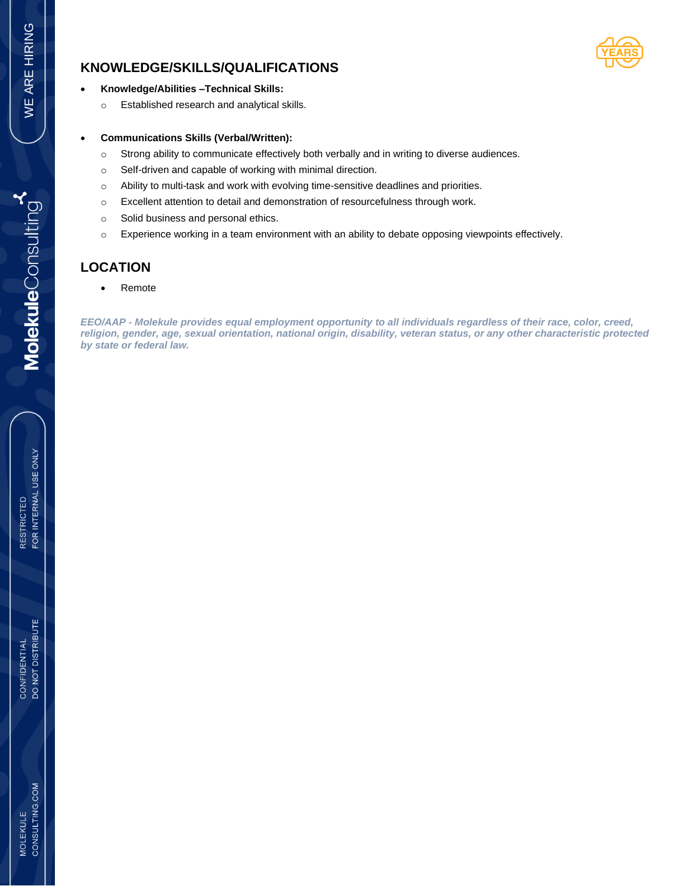## KNOWLEDGE/SKILLS/QUALIFICATIONS

- **Knowledge/Abilities –Technical Skills:**
  - Established research and analytical skills.

- **Communications Skills (Verbal/Written):**
  - Strong ability to communicate effectively both verbally and in writing to diverse audiences.
  - Self-driven and capable of working with minimal direction.
  - Ability to multi-task and work with evolving time-sensitive deadlines and priorities.
  - Excellent attention to detail and demonstration of resourcefulness through work.
  - Solid business and personal ethics.
  - Experience working in a team environment with an ability to debate opposing viewpoints effectively.

## LOCATION

- Remote

***EEO/AAP - Molekule provides equal employment opportunity to all individuals regardless of their race, color, creed, religion, gender, age, sexual orientation, national origin, disability, veteran status, or any other characteristic protected by state or federal law.***